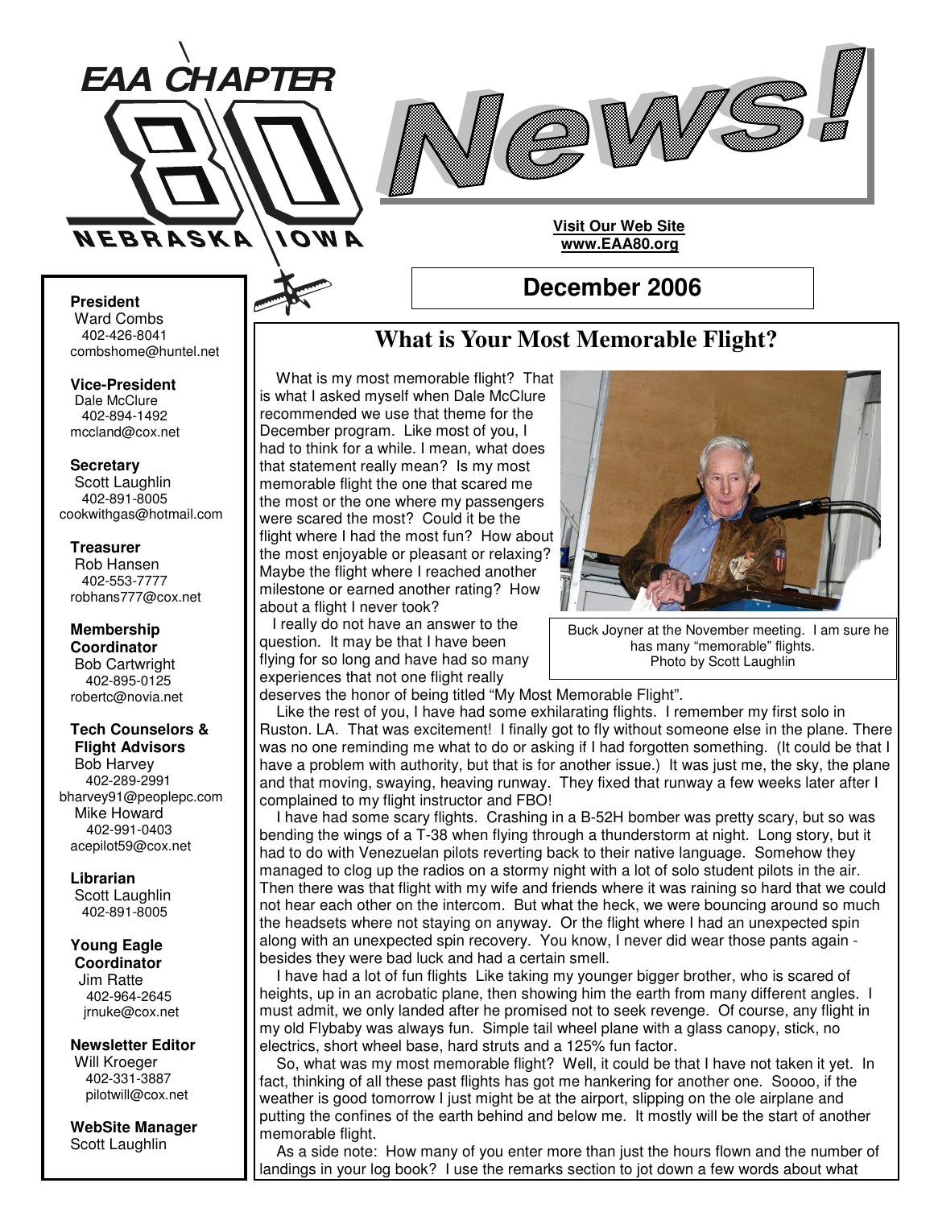# EAA CHAPTER 80 NEBRASKA IOWA News!

**Visit Our Web Site**
**www.EAA80.org**

## December 2006

**President**
Ward Combs
402-426-8041
combshome@huntel.net

**Vice-President**
Dale McClure
402-894-1492
mccland@cox.net

**Secretary**
Scott Laughlin
402-891-8005
cookwithgas@hotmail.com

**Treasurer**
Rob Hansen
402-553-7777
robhans777@cox.net

**Membership Coordinator**
Bob Cartwright
402-895-0125
robertc@novia.net

**Tech Counselors & Flight Advisors**
Bob Harvey
402-289-2991
bharvey91@peoplepc.com
Mike Howard
402-991-0403
acepilot59@cox.net

**Librarian**
Scott Laughlin
402-891-8005

**Young Eagle Coordinator**
Jim Ratte
402-964-2645
jrnuke@cox.net

**Newsletter Editor**
Will Kroeger
402-331-3887
pilotwill@cox.net

**WebSite Manager**
Scott Laughlin

## What is Your Most Memorable Flight?

What is my most memorable flight? That is what I asked myself when Dale McClure recommended we use that theme for the December program. Like most of you, I had to think for a while. I mean, what does that statement really mean? Is my most memorable flight the one that scared me the most or the one where my passengers were scared the most? Could it be the flight where I had the most fun? How about the most enjoyable or pleasant or relaxing? Maybe the flight where I reached another milestone or earned another rating? How about a flight I never took?

I really do not have an answer to the question. It may be that I have been flying for so long and have had so many experiences that not one flight really deserves the honor of being titled "My Most Memorable Flight".

Buck Joyner at the November meeting. I am sure he has many "memorable" flights. Photo by Scott Laughlin

Like the rest of you, I have had some exhilarating flights. I remember my first solo in Ruston. LA. That was excitement! I finally got to fly without someone else in the plane. There was no one reminding me what to do or asking if I had forgotten something. (It could be that I have a problem with authority, but that is for another issue.) It was just me, the sky, the plane and that moving, swaying, heaving runway. They fixed that runway a few weeks later after I complained to my flight instructor and FBO!

I have had some scary flights. Crashing in a B-52H bomber was pretty scary, but so was bending the wings of a T-38 when flying through a thunderstorm at night. Long story, but it had to do with Venezuelan pilots reverting back to their native language. Somehow they managed to clog up the radios on a stormy night with a lot of solo student pilots in the air. Then there was that flight with my wife and friends where it was raining so hard that we could not hear each other on the intercom. But what the heck, we were bouncing around so much the headsets where not staying on anyway. Or the flight where I had an unexpected spin along with an unexpected spin recovery. You know, I never did wear those pants again - besides they were bad luck and had a certain smell.

I have had a lot of fun flights Like taking my younger bigger brother, who is scared of heights, up in an acrobatic plane, then showing him the earth from many different angles. I must admit, we only landed after he promised not to seek revenge. Of course, any flight in my old Flybaby was always fun. Simple tail wheel plane with a glass canopy, stick, no electrics, short wheel base, hard struts and a 125% fun factor.

So, what was my most memorable flight? Well, it could be that I have not taken it yet. In fact, thinking of all these past flights has got me hankering for another one. Soooo, if the weather is good tomorrow I just might be at the airport, slipping on the ole airplane and putting the confines of the earth behind and below me. It mostly will be the start of another memorable flight.

As a side note: How many of you enter more than just the hours flown and the number of landings in your log book? I use the remarks section to jot down a few words about what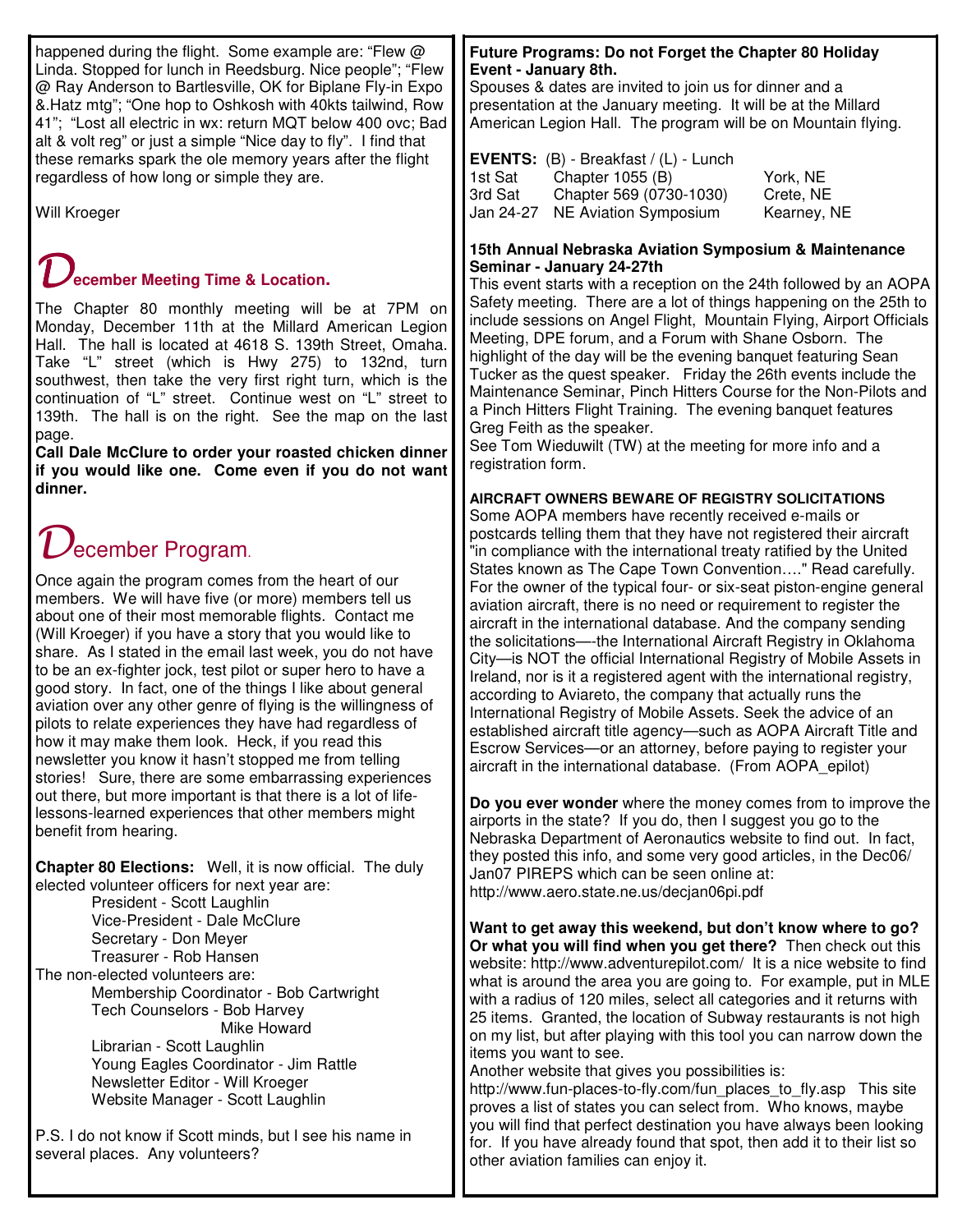happened during the flight. Some example are: "Flew @ Linda. Stopped for lunch in Reedsburg. Nice people"; "Flew @ Ray Anderson to Bartlesville, OK for Biplane Fly-in Expo &.Hatz mtg"; "One hop to Oshkosh with 40kts tailwind, Row 41"; "Lost all electric in wx: return MQT below 400 ovc; Bad alt & volt reg" or just a simple "Nice day to fly". I find that these remarks spark the ole memory years after the flight regardless of how long or simple they are.

Will Kroeger

## December Meeting Time & Location.

The Chapter 80 monthly meeting will be at 7PM on Monday, December 11th at the Millard American Legion Hall. The hall is located at 4618 S. 139th Street, Omaha. Take "L" street (which is Hwy 275) to 132nd, turn southwest, then take the very first right turn, which is the continuation of "L" street. Continue west on "L" street to 139th. The hall is on the right. See the map on the last page.

**Call Dale McClure to order your roasted chicken dinner if you would like one. Come even if you do not want dinner.**

## December Program.

Once again the program comes from the heart of our members. We will have five (or more) members tell us about one of their most memorable flights. Contact me (Will Kroeger) if you have a story that you would like to share. As I stated in the email last week, you do not have to be an ex-fighter jock, test pilot or super hero to have a good story. In fact, one of the things I like about general aviation over any other genre of flying is the willingness of pilots to relate experiences they have had regardless of how it may make them look. Heck, if you read this newsletter you know it hasn't stopped me from telling stories! Sure, there are some embarrassing experiences out there, but more important is that there is a lot of life-lessons-learned experiences that other members might benefit from hearing.

**Chapter 80 Elections:** Well, it is now official. The duly elected volunteer officers for next year are:

- President - Scott Laughlin
- Vice-President - Dale McClure
- Secretary - Don Meyer
- Treasurer - Rob Hansen

The non-elected volunteers are:

- Membership Coordinator - Bob Cartwright
- Tech Counselors - Bob Harvey
  Mike Howard
- Librarian - Scott Laughlin
- Young Eagles Coordinator - Jim Rattle
- Newsletter Editor - Will Kroeger
- Website Manager - Scott Laughlin

P.S. I do not know if Scott minds, but I see his name in several places. Any volunteers?

**Future Programs: Do not Forget the Chapter 80 Holiday Event - January 8th.**

Spouses & dates are invited to join us for dinner and a presentation at the January meeting. It will be at the Millard American Legion Hall. The program will be on Mountain flying.

**EVENTS:** (B) - Breakfast / (L) - Lunch

| | | |
|---|---|---|
| 1st Sat | Chapter 1055 (B) | York, NE |
| 3rd Sat | Chapter 569 (0730-1030) | Crete, NE |
| Jan 24-27 | NE Aviation Symposium | Kearney, NE |

**15th Annual Nebraska Aviation Symposium & Maintenance Seminar - January 24-27th**

This event starts with a reception on the 24th followed by an AOPA Safety meeting. There are a lot of things happening on the 25th to include sessions on Angel Flight, Mountain Flying, Airport Officials Meeting, DPE forum, and a Forum with Shane Osborn. The highlight of the day will be the evening banquet featuring Sean Tucker as the quest speaker. Friday the 26th events include the Maintenance Seminar, Pinch Hitters Course for the Non-Pilots and a Pinch Hitters Flight Training. The evening banquet features Greg Feith as the speaker.

See Tom Wieduwilt (TW) at the meeting for more info and a registration form.

**AIRCRAFT OWNERS BEWARE OF REGISTRY SOLICITATIONS**

Some AOPA members have recently received e-mails or postcards telling them that they have not registered their aircraft "in compliance with the international treaty ratified by the United States known as The Cape Town Convention…." Read carefully. For the owner of the typical four- or six-seat piston-engine general aviation aircraft, there is no need or requirement to register the aircraft in the international database. And the company sending the solicitations—-the International Aircraft Registry in Oklahoma City—is NOT the official International Registry of Mobile Assets in Ireland, nor is it a registered agent with the international registry, according to Aviareto, the company that actually runs the International Registry of Mobile Assets. Seek the advice of an established aircraft title agency—such as AOPA Aircraft Title and Escrow Services—or an attorney, before paying to register your aircraft in the international database. (From AOPA_epilot)

**Do you ever wonder** where the money comes from to improve the airports in the state? If you do, then I suggest you go to the Nebraska Department of Aeronautics website to find out. In fact, they posted this info, and some very good articles, in the Dec06/ Jan07 PIREPS which can be seen online at: http://www.aero.state.ne.us/decjan06pi.pdf

**Want to get away this weekend, but don't know where to go? Or what you will find when you get there?** Then check out this website: http://www.adventurepilot.com/ It is a nice website to find what is around the area you are going to. For example, put in MLE with a radius of 120 miles, select all categories and it returns with 25 items. Granted, the location of Subway restaurants is not high on my list, but after playing with this tool you can narrow down the items you want to see.

Another website that gives you possibilities is: http://www.fun-places-to-fly.com/fun_places_to_fly.asp This site proves a list of states you can select from. Who knows, maybe you will find that perfect destination you have always been looking for. If you have already found that spot, then add it to their list so other aviation families can enjoy it.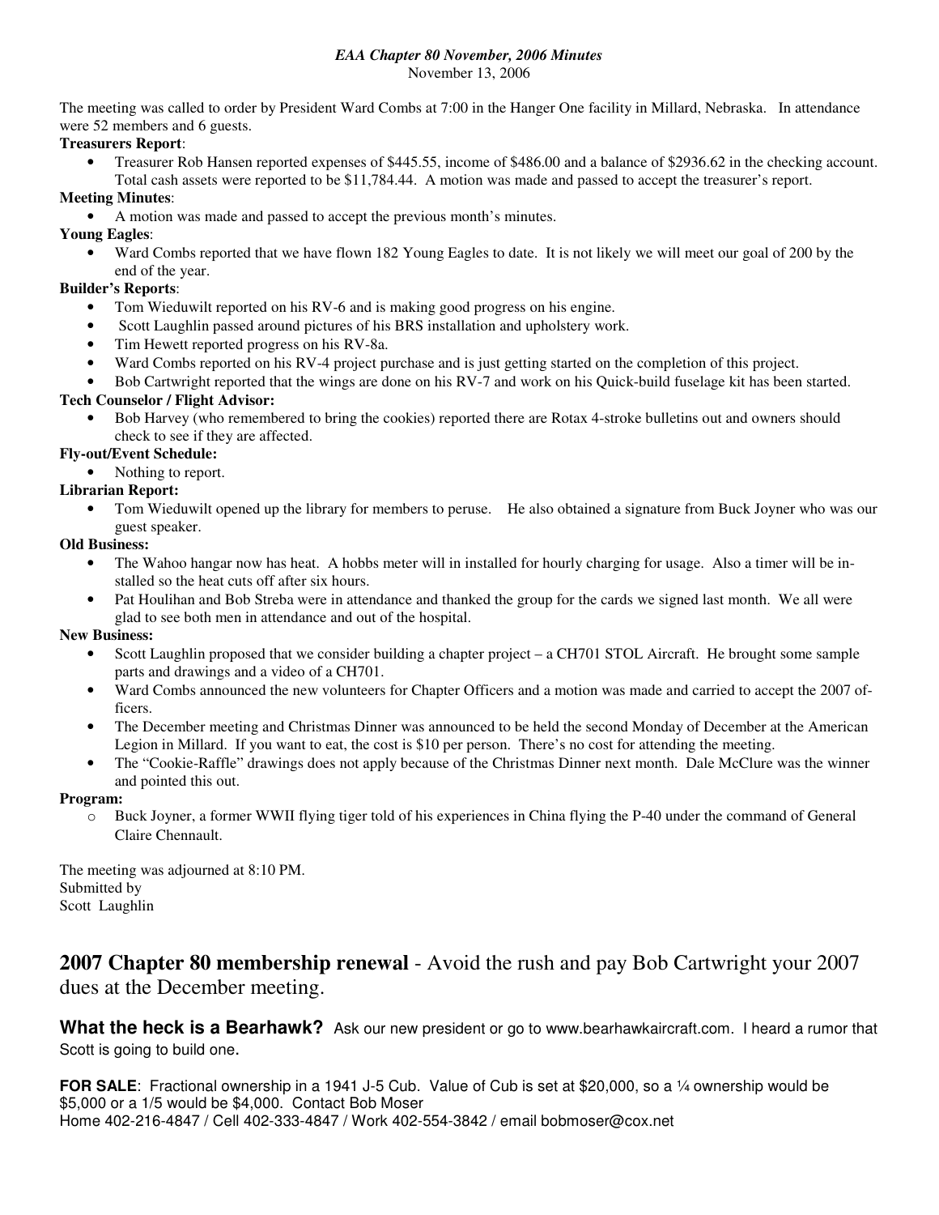*EAA Chapter 80 November, 2006 Minutes*

November 13, 2006

The meeting was called to order by President Ward Combs at 7:00 in the Hanger One facility in Millard, Nebraska. In attendance were 52 members and 6 guests.

**Treasurers Report**:

- Treasurer Rob Hansen reported expenses of $445.55, income of $486.00 and a balance of $2936.62 in the checking account. Total cash assets were reported to be $11,784.44. A motion was made and passed to accept the treasurer's report.

**Meeting Minutes**:

- A motion was made and passed to accept the previous month's minutes.

**Young Eagles**:

- Ward Combs reported that we have flown 182 Young Eagles to date. It is not likely we will meet our goal of 200 by the end of the year.

**Builder's Reports**:

- Tom Wieduwilt reported on his RV-6 and is making good progress on his engine.
- Scott Laughlin passed around pictures of his BRS installation and upholstery work.
- Tim Hewett reported progress on his RV-8a.
- Ward Combs reported on his RV-4 project purchase and is just getting started on the completion of this project.
- Bob Cartwright reported that the wings are done on his RV-7 and work on his Quick-build fuselage kit has been started.

**Tech Counselor / Flight Advisor:**

- Bob Harvey (who remembered to bring the cookies) reported there are Rotax 4-stroke bulletins out and owners should check to see if they are affected.

**Fly-out/Event Schedule:**

- Nothing to report.

**Librarian Report:**

- Tom Wieduwilt opened up the library for members to peruse. He also obtained a signature from Buck Joyner who was our guest speaker.

**Old Business:**

- The Wahoo hangar now has heat. A hobbs meter will in installed for hourly charging for usage. Also a timer will be installed so the heat cuts off after six hours.
- Pat Houlihan and Bob Streba were in attendance and thanked the group for the cards we signed last month. We all were glad to see both men in attendance and out of the hospital.

**New Business:**

- Scott Laughlin proposed that we consider building a chapter project – a CH701 STOL Aircraft. He brought some sample parts and drawings and a video of a CH701.
- Ward Combs announced the new volunteers for Chapter Officers and a motion was made and carried to accept the 2007 officers.
- The December meeting and Christmas Dinner was announced to be held the second Monday of December at the American Legion in Millard. If you want to eat, the cost is $10 per person. There's no cost for attending the meeting.
- The "Cookie-Raffle" drawings does not apply because of the Christmas Dinner next month. Dale McClure was the winner and pointed this out.

**Program:**

- Buck Joyner, a former WWII flying tiger told of his experiences in China flying the P-40 under the command of General Claire Chennault.

The meeting was adjourned at 8:10 PM.
Submitted by
Scott Laughlin

**2007 Chapter 80 membership renewal** - Avoid the rush and pay Bob Cartwright your 2007 dues at the December meeting.

**What the heck is a Bearhawk?** Ask our new president or go to www.bearhawkaircraft.com. I heard a rumor that Scott is going to build one.

**FOR SALE**: Fractional ownership in a 1941 J-5 Cub. Value of Cub is set at $20,000, so a ¼ ownership would be $5,000 or a 1/5 would be $4,000. Contact Bob Moser
Home 402-216-4847 / Cell 402-333-4847 / Work 402-554-3842 / email bobmoser@cox.net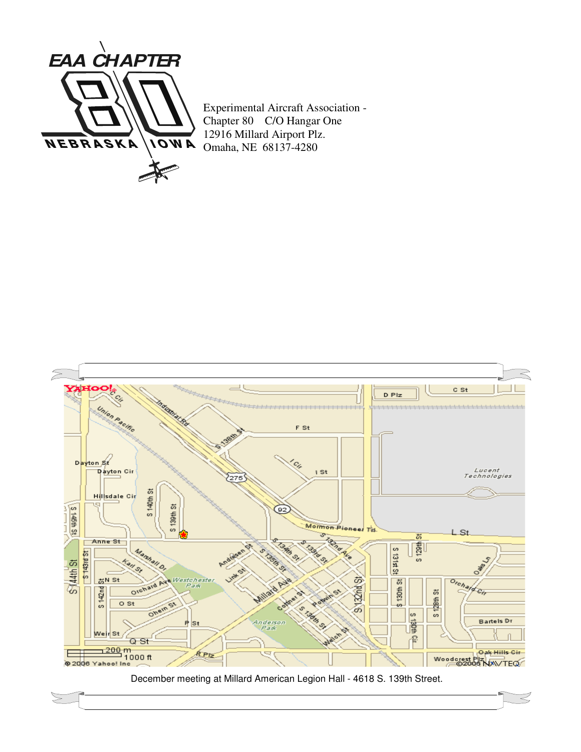EAA CHAPTER 80 NEBRASKA IOWA

Experimental Aircraft Association -
Chapter 80 C/O Hangar One
12916 Millard Airport Plz.
Omaha, NE 68137-4280

December meeting at Millard American Legion Hall - 4618 S. 139th Street.